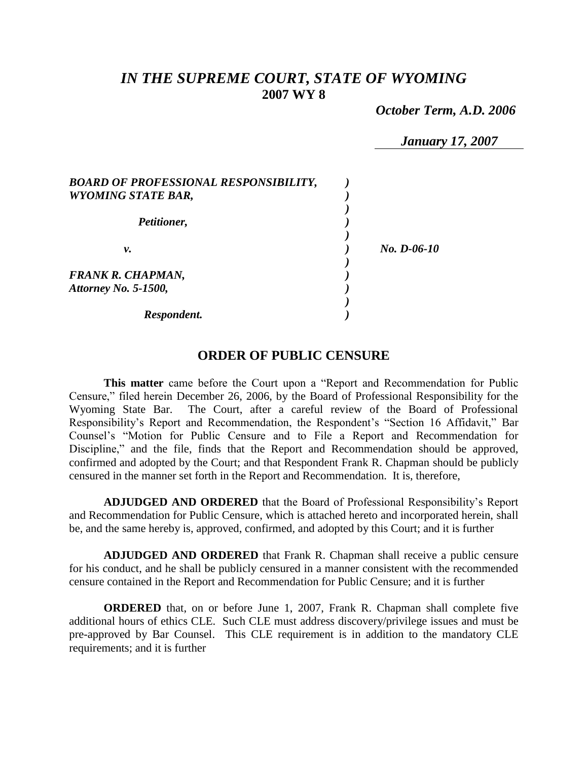# *IN THE SUPREME COURT, STATE OF WYOMING*
## 2007 WY 8

*October Term, A.D. 2006*

*January 17, 2007*

| | |
|---|---|
| ***BOARD OF PROFESSIONAL RESPONSIBILITY, WYOMING STATE BAR,*** | |
| ***Petitioner,*** | |
| ***v.*** | ***No. D-06-10*** |
| ***FRANK R. CHAPMAN, Attorney No. 5-1500,*** | |
| ***Respondent.*** | |

## ORDER OF PUBLIC CENSURE

**This matter** came before the Court upon a "Report and Recommendation for Public Censure," filed herein December 26, 2006, by the Board of Professional Responsibility for the Wyoming State Bar. The Court, after a careful review of the Board of Professional Responsibility's Report and Recommendation, the Respondent's "Section 16 Affidavit," Bar Counsel's "Motion for Public Censure and to File a Report and Recommendation for Discipline," and the file, finds that the Report and Recommendation should be approved, confirmed and adopted by the Court; and that Respondent Frank R. Chapman should be publicly censured in the manner set forth in the Report and Recommendation. It is, therefore,

**ADJUDGED AND ORDERED** that the Board of Professional Responsibility's Report and Recommendation for Public Censure, which is attached hereto and incorporated herein, shall be, and the same hereby is, approved, confirmed, and adopted by this Court; and it is further

**ADJUDGED AND ORDERED** that Frank R. Chapman shall receive a public censure for his conduct, and he shall be publicly censured in a manner consistent with the recommended censure contained in the Report and Recommendation for Public Censure; and it is further

**ORDERED** that, on or before June 1, 2007, Frank R. Chapman shall complete five additional hours of ethics CLE. Such CLE must address discovery/privilege issues and must be pre-approved by Bar Counsel. This CLE requirement is in addition to the mandatory CLE requirements; and it is further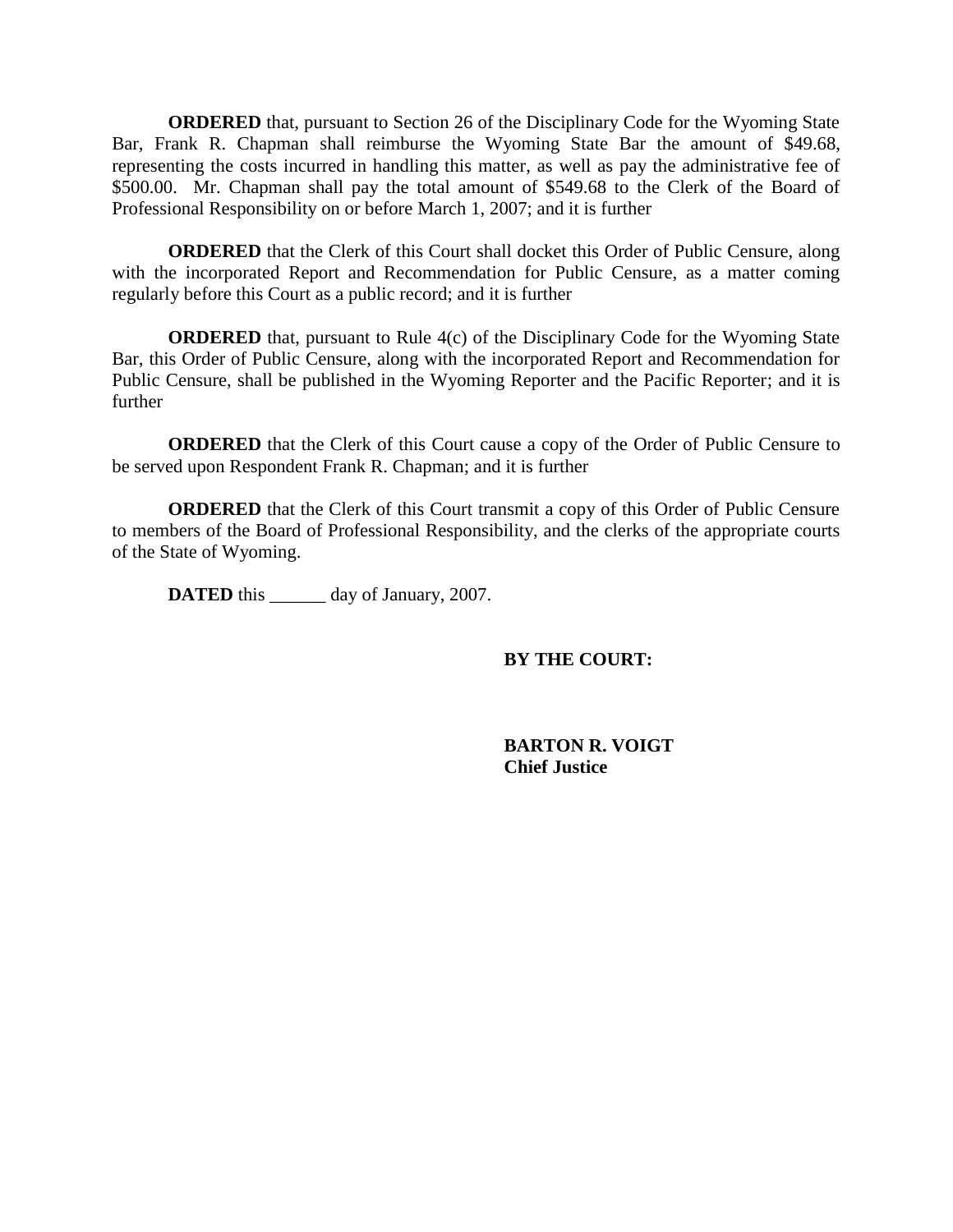**ORDERED** that, pursuant to Section 26 of the Disciplinary Code for the Wyoming State Bar, Frank R. Chapman shall reimburse the Wyoming State Bar the amount of $49.68, representing the costs incurred in handling this matter, as well as pay the administrative fee of $500.00. Mr. Chapman shall pay the total amount of $549.68 to the Clerk of the Board of Professional Responsibility on or before March 1, 2007; and it is further

**ORDERED** that the Clerk of this Court shall docket this Order of Public Censure, along with the incorporated Report and Recommendation for Public Censure, as a matter coming regularly before this Court as a public record; and it is further

**ORDERED** that, pursuant to Rule 4(c) of the Disciplinary Code for the Wyoming State Bar, this Order of Public Censure, along with the incorporated Report and Recommendation for Public Censure, shall be published in the Wyoming Reporter and the Pacific Reporter; and it is further

**ORDERED** that the Clerk of this Court cause a copy of the Order of Public Censure to be served upon Respondent Frank R. Chapman; and it is further

**ORDERED** that the Clerk of this Court transmit a copy of this Order of Public Censure to members of the Board of Professional Responsibility, and the clerks of the appropriate courts of the State of Wyoming.

**DATED** this ______ day of January, 2007.

**BY THE COURT:**

**BARTON R. VOIGT**
**Chief Justice**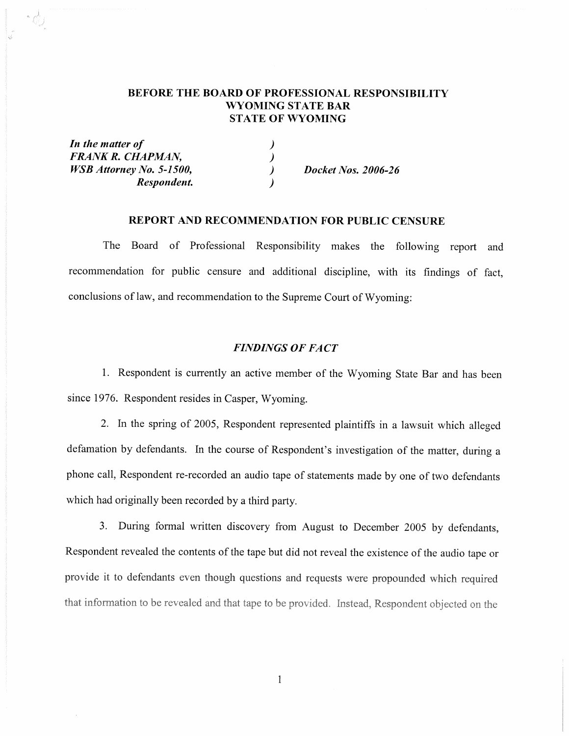**BEFORE THE BOARD OF PROFESSIONAL RESPONSIBILITY**
**WYOMING STATE BAR**
**STATE OF WYOMING**

| | | |
|---|---|---|
| ***In the matter of*** | ) | |
| ***FRANK R. CHAPMAN,*** | ) | |
| ***WSB Attorney No. 5-1500,*** | ) | ***Docket Nos. 2006-26*** |
| ***Respondent.*** | ) | |

## REPORT AND RECOMMENDATION FOR PUBLIC CENSURE

The Board of Professional Responsibility makes the following report and recommendation for public censure and additional discipline, with its findings of fact, conclusions of law, and recommendation to the Supreme Court of Wyoming:

### *FINDINGS OF FACT*

1. Respondent is currently an active member of the Wyoming State Bar and has been since 1976. Respondent resides in Casper, Wyoming.

2. In the spring of 2005, Respondent represented plaintiffs in a lawsuit which alleged defamation by defendants. In the course of Respondent's investigation of the matter, during a phone call, Respondent re-recorded an audio tape of statements made by one of two defendants which had originally been recorded by a third party.

3. During formal written discovery from August to December 2005 by defendants, Respondent revealed the contents of the tape but did not reveal the existence of the audio tape or provide it to defendants even though questions and requests were propounded which required that information to be revealed and that tape to be provided. Instead, Respondent objected on the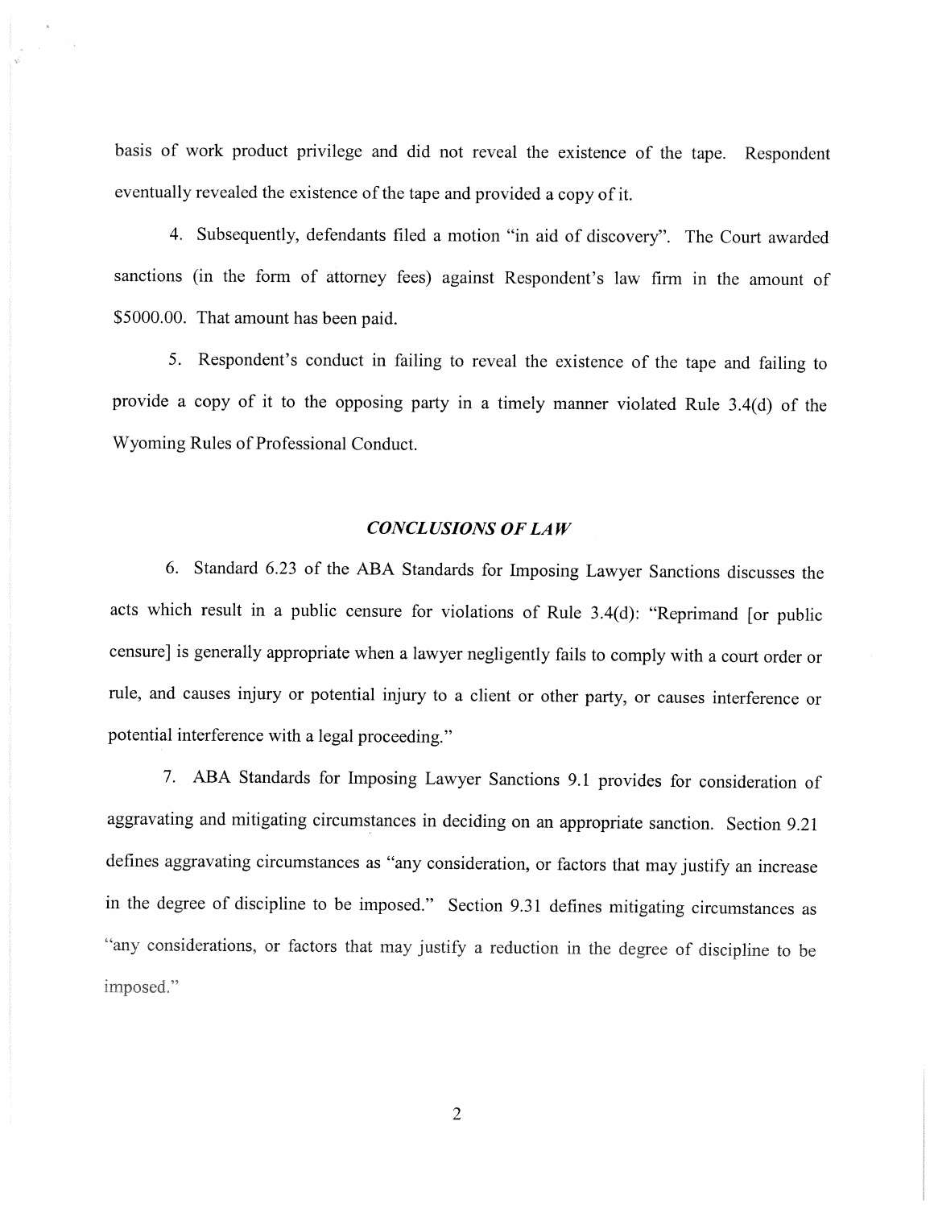basis of work product privilege and did not reveal the existence of the tape. Respondent eventually revealed the existence of the tape and provided a copy of it.

4. Subsequently, defendants filed a motion "in aid of discovery". The Court awarded sanctions (in the form of attorney fees) against Respondent's law firm in the amount of $5000.00. That amount has been paid.

5. Respondent's conduct in failing to reveal the existence of the tape and failing to provide a copy of it to the opposing party in a timely manner violated Rule 3.4(d) of the Wyoming Rules of Professional Conduct.

## *CONCLUSIONS OF LAW*

6. Standard 6.23 of the ABA Standards for Imposing Lawyer Sanctions discusses the acts which result in a public censure for violations of Rule 3.4(d): "Reprimand [or public censure] is generally appropriate when a lawyer negligently fails to comply with a court order or rule, and causes injury or potential injury to a client or other party, or causes interference or potential interference with a legal proceeding."

7. ABA Standards for Imposing Lawyer Sanctions 9.1 provides for consideration of aggravating and mitigating circumstances in deciding on an appropriate sanction. Section 9.21 defines aggravating circumstances as "any consideration, or factors that may justify an increase in the degree of discipline to be imposed." Section 9.31 defines mitigating circumstances as "any considerations, or factors that may justify a reduction in the degree of discipline to be imposed."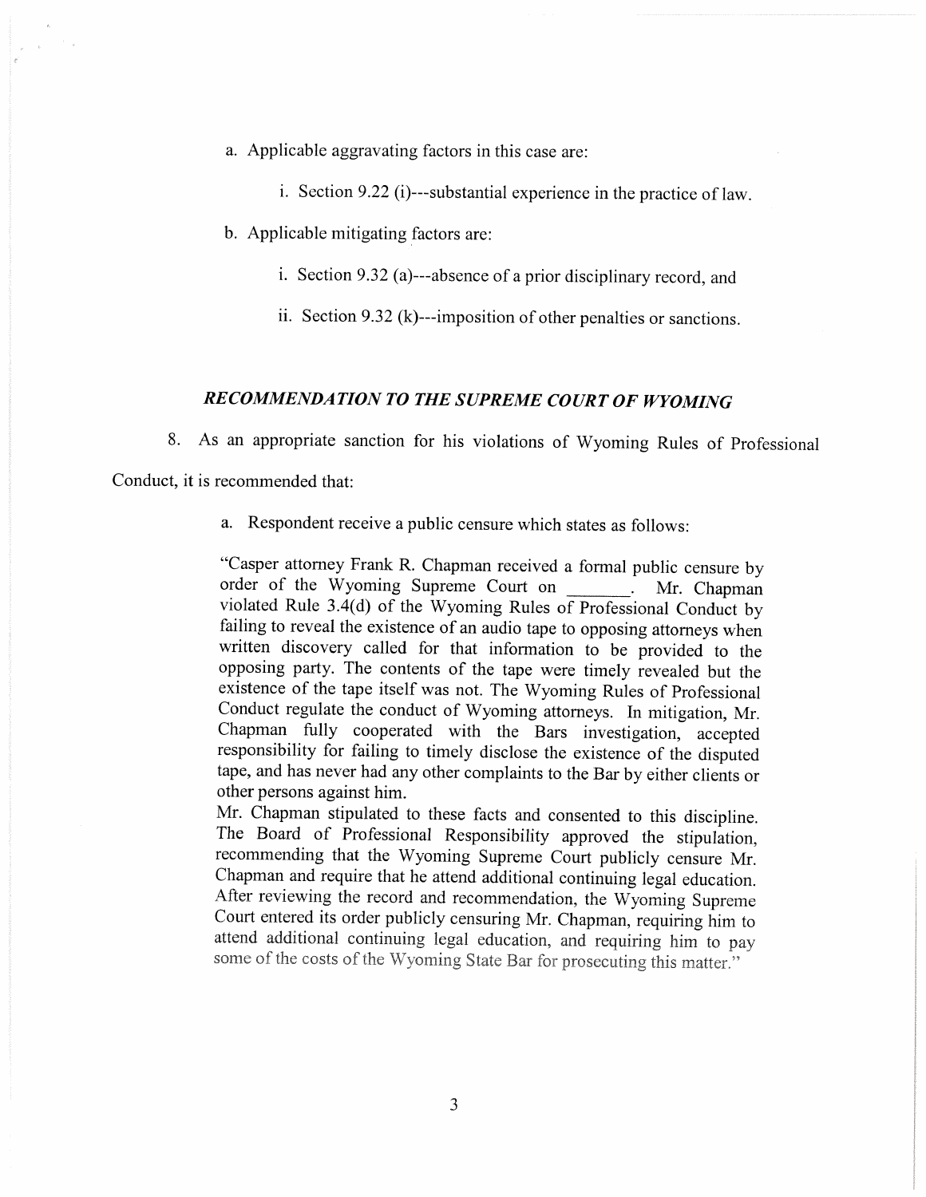a. Applicable aggravating factors in this case are:

   i. Section 9.22 (i)---substantial experience in the practice of law.

b. Applicable mitigating factors are:

   i. Section 9.32 (a)---absence of a prior disciplinary record, and

   ii. Section 9.32 (k)---imposition of other penalties or sanctions.

## *RECOMMENDATION TO THE SUPREME COURT OF WYOMING*

8. As an appropriate sanction for his violations of Wyoming Rules of Professional Conduct, it is recommended that:

   a. Respondent receive a public censure which states as follows:

   "Casper attorney Frank R. Chapman received a formal public censure by order of the Wyoming Supreme Court on _______. Mr. Chapman violated Rule 3.4(d) of the Wyoming Rules of Professional Conduct by failing to reveal the existence of an audio tape to opposing attorneys when written discovery called for that information to be provided to the opposing party. The contents of the tape were timely revealed but the existence of the tape itself was not. The Wyoming Rules of Professional Conduct regulate the conduct of Wyoming attorneys. In mitigation, Mr. Chapman fully cooperated with the Bars investigation, accepted responsibility for failing to timely disclose the existence of the disputed tape, and has never had any other complaints to the Bar by either clients or other persons against him.

   Mr. Chapman stipulated to these facts and consented to this discipline. The Board of Professional Responsibility approved the stipulation, recommending that the Wyoming Supreme Court publicly censure Mr. Chapman and require that he attend additional continuing legal education. After reviewing the record and recommendation, the Wyoming Supreme Court entered its order publicly censuring Mr. Chapman, requiring him to attend additional continuing legal education, and requiring him to pay some of the costs of the Wyoming State Bar for prosecuting this matter."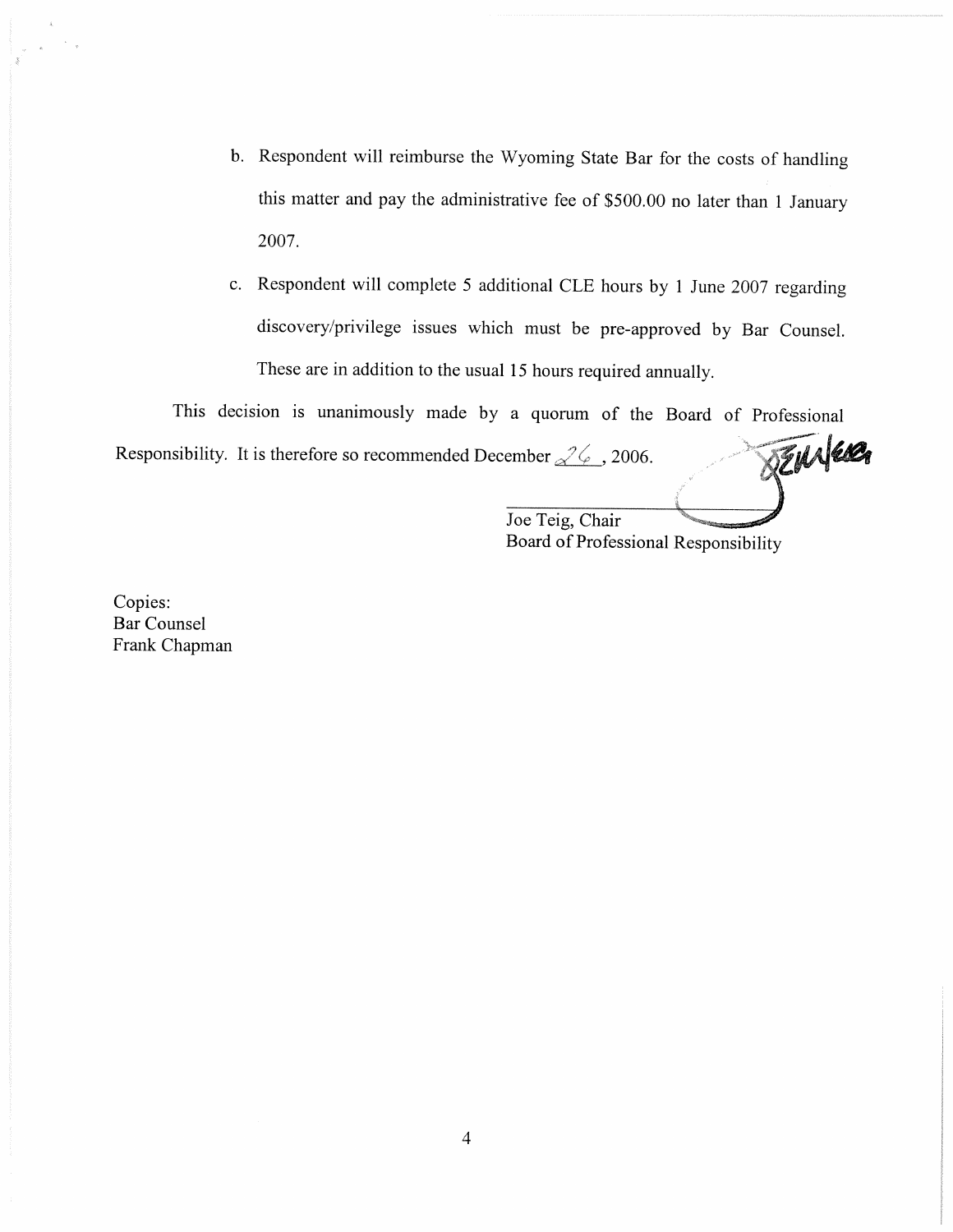b. Respondent will reimburse the Wyoming State Bar for the costs of handling this matter and pay the administrative fee of $500.00 no later than 1 January 2007.

c. Respondent will complete 5 additional CLE hours by 1 June 2007 regarding discovery/privilege issues which must be pre-approved by Bar Counsel. These are in addition to the usual 15 hours required annually.

This decision is unanimously made by a quorum of the Board of Professional Responsibility. It is therefore so recommended December 26, 2006.

Joe Teig, Chair
Board of Professional Responsibility

Copies:
Bar Counsel
Frank Chapman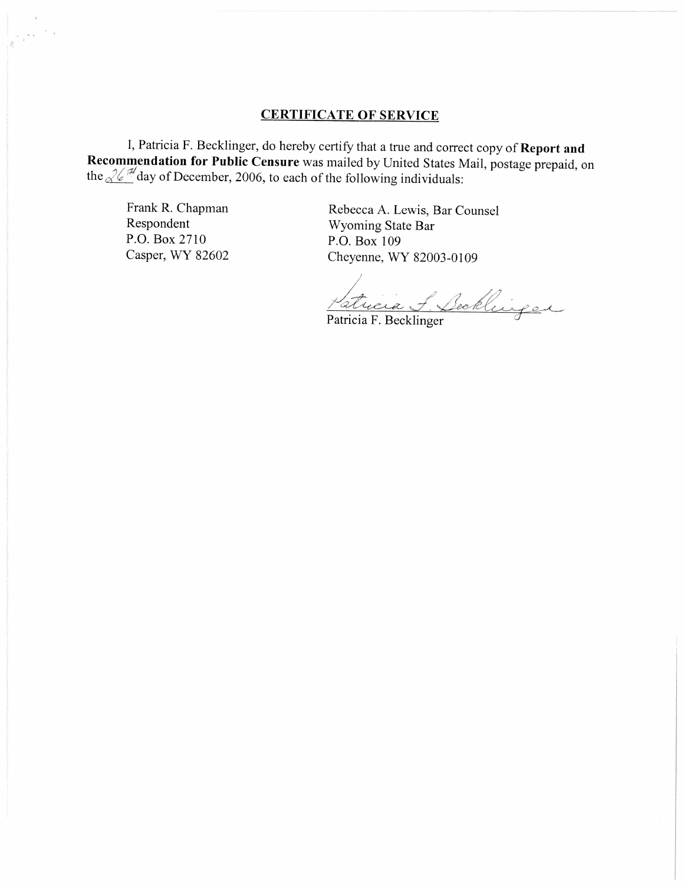## CERTIFICATE OF SERVICE

I, Patricia F. Becklinger, do hereby certify that a true and correct copy of **Report and Recommendation for Public Censure** was mailed by United States Mail, postage prepaid, on the 26th day of December, 2006, to each of the following individuals:

Frank R. Chapman
Respondent
P.O. Box 2710
Casper, WY 82602

Rebecca A. Lewis, Bar Counsel
Wyoming State Bar
P.O. Box 109
Cheyenne, WY 82003-0109

Patricia F. Becklinger